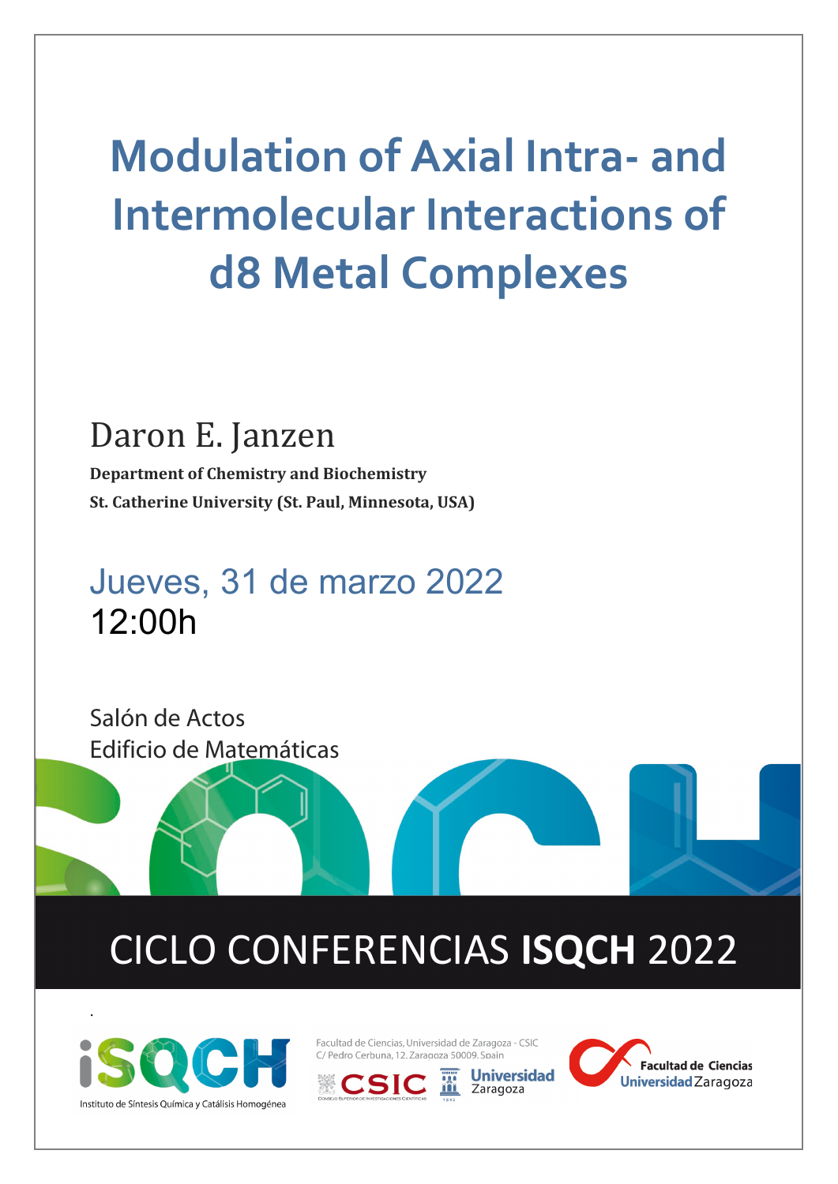# Modulation of Axial Intra- and Intermolecular Interactions of d8 Metal Complexes

Daron E. Janzen

**Department of Chemistry and Biochemistry**

**St. Catherine University (St. Paul, Minnesota, USA)**

Jueves, 31 de marzo 2022

12:00h

Salón de Actos

Edificio de Matemáticas

## CICLO CONFERENCIAS **ISQCH** 2022

Instituto de Síntesis Química y Catálisis Homogénea

Facultad de Ciencias, Universidad de Zaragoza - CSIC
C/ Pedro Cerbuna, 12. Zaragoza 50009. Spain

CSIC

Universidad Zaragoza

Facultad de Ciencias Universidad Zaragoza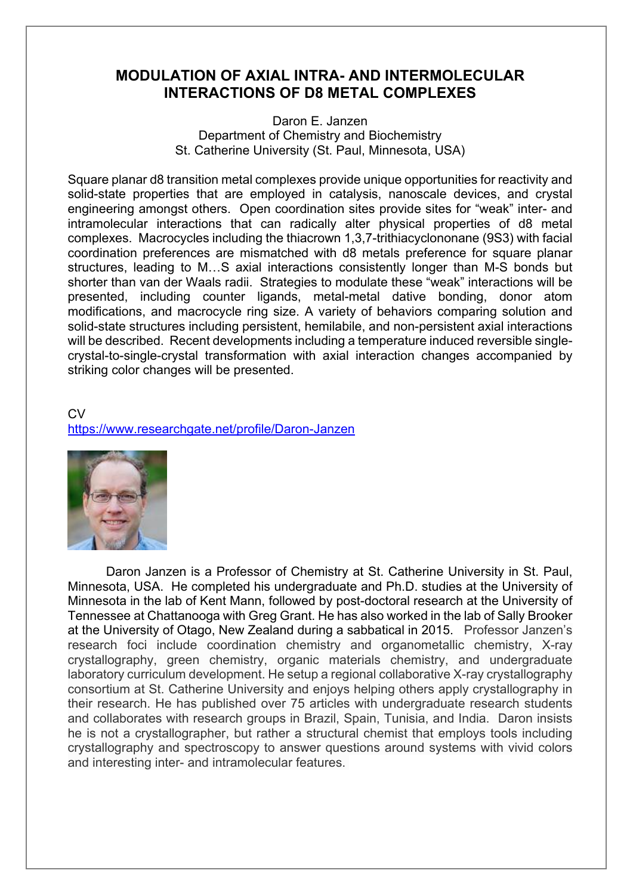# MODULATION OF AXIAL INTRA- AND INTERMOLECULAR INTERACTIONS OF D8 METAL COMPLEXES

Daron E. Janzen
Department of Chemistry and Biochemistry
St. Catherine University (St. Paul, Minnesota, USA)

Square planar d8 transition metal complexes provide unique opportunities for reactivity and solid-state properties that are employed in catalysis, nanoscale devices, and crystal engineering amongst others. Open coordination sites provide sites for "weak" inter- and intramolecular interactions that can radically alter physical properties of d8 metal complexes. Macrocycles including the thiacrown 1,3,7-trithiacyclononane (9S3) with facial coordination preferences are mismatched with d8 metals preference for square planar structures, leading to M…S axial interactions consistently longer than M-S bonds but shorter than van der Waals radii. Strategies to modulate these "weak" interactions will be presented, including counter ligands, metal-metal dative bonding, donor atom modifications, and macrocycle ring size. A variety of behaviors comparing solution and solid-state structures including persistent, hemilabile, and non-persistent axial interactions will be described. Recent developments including a temperature induced reversible single-crystal-to-single-crystal transformation with axial interaction changes accompanied by striking color changes will be presented.

CV
https://www.researchgate.net/profile/Daron-Janzen

Daron Janzen is a Professor of Chemistry at St. Catherine University in St. Paul, Minnesota, USA. He completed his undergraduate and Ph.D. studies at the University of Minnesota in the lab of Kent Mann, followed by post-doctoral research at the University of Tennessee at Chattanooga with Greg Grant. He has also worked in the lab of Sally Brooker at the University of Otago, New Zealand during a sabbatical in 2015. Professor Janzen's research foci include coordination chemistry and organometallic chemistry, X-ray crystallography, green chemistry, organic materials chemistry, and undergraduate laboratory curriculum development. He setup a regional collaborative X-ray crystallography consortium at St. Catherine University and enjoys helping others apply crystallography in their research. He has published over 75 articles with undergraduate research students and collaborates with research groups in Brazil, Spain, Tunisia, and India. Daron insists he is not a crystallographer, but rather a structural chemist that employs tools including crystallography and spectroscopy to answer questions around systems with vivid colors and interesting inter- and intramolecular features.